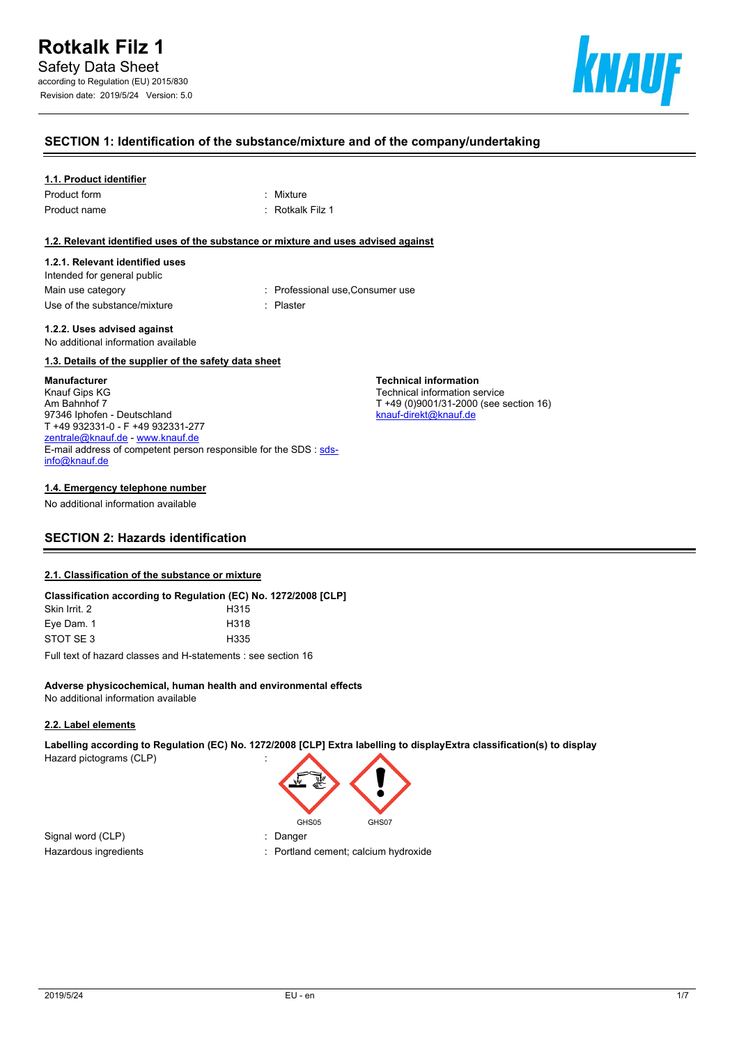# Rotkalk Filz 1

Safety Data Sheet

according to Regulation (EU) 2015/830

Revision date: 2019/5/24 Version: 5.0

## SECTION 1: Identification of the substance/mixture and of the company/undertaking

### 1.1. Product identifier

Product form : Mixture

Product name : Rotkalk Filz 1

### 1.2. Relevant identified uses of the substance or mixture and uses advised against

#### 1.2.1. Relevant identified uses

Intended for general public

Main use category : Professional use,Consumer use

Use of the substance/mixture : Plaster

#### 1.2.2. Uses advised against

No additional information available

### 1.3. Details of the supplier of the safety data sheet

**Manufacturer**
Knauf Gips KG
Am Bahnhof 7
97346 Iphofen - Deutschland
T +49 932331-0 - F +49 932331-277
zentrale@knauf.de - www.knauf.de
E-mail address of competent person responsible for the SDS : sds-info@knauf.de

**Technical information**
Technical information service
T +49 (0)9001/31-2000 (see section 16)
knauf-direkt@knauf.de

### 1.4. Emergency telephone number

No additional information available

## SECTION 2: Hazards identification

### 2.1. Classification of the substance or mixture

**Classification according to Regulation (EC) No. 1272/2008 [CLP]**

| | |
|---|---|
| Skin Irrit. 2 | H315 |
| Eye Dam. 1 | H318 |
| STOT SE 3 | H335 |

Full text of hazard classes and H-statements : see section 16

**Adverse physicochemical, human health and environmental effects**

No additional information available

### 2.2. Label elements

**Labelling according to Regulation (EC) No. 1272/2008 [CLP] Extra labelling to displayExtra classification(s) to display**

Hazard pictograms (CLP) :

GHS05 GHS07

Signal word (CLP) : Danger

Hazardous ingredients : Portland cement; calcium hydroxide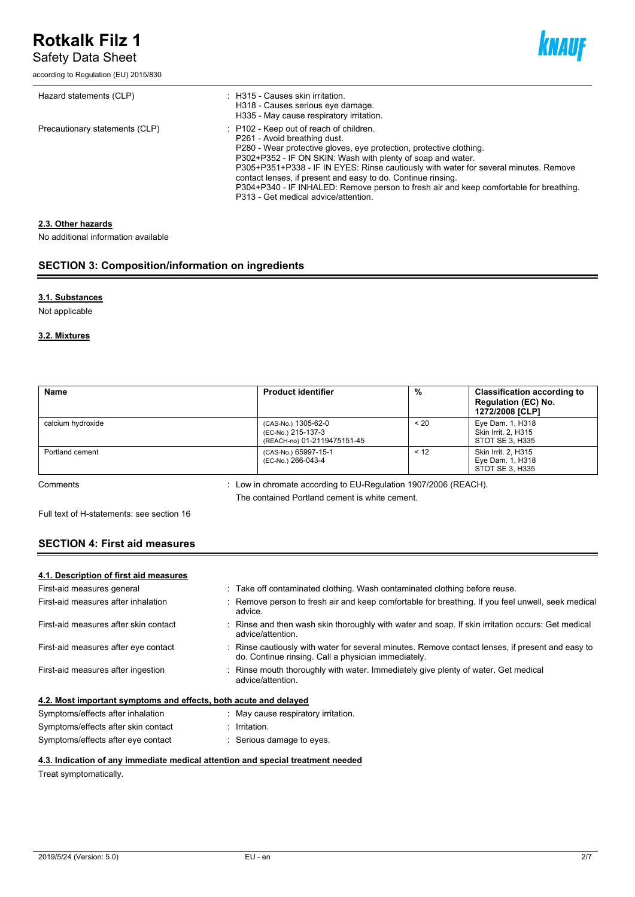| | |
|---|---|
| Hazard statements (CLP) | : H315 - Causes skin irritation.<br>H318 - Causes serious eye damage.<br>H335 - May cause respiratory irritation. |
| Precautionary statements (CLP) | : P102 - Keep out of reach of children.<br>P261 - Avoid breathing dust.<br>P280 - Wear protective gloves, eye protection, protective clothing.<br>P302+P352 - IF ON SKIN: Wash with plenty of soap and water.<br>P305+P351+P338 - IF IN EYES: Rinse cautiously with water for several minutes. Remove contact lenses, if present and easy to do. Continue rinsing.<br>P304+P340 - IF INHALED: Remove person to fresh air and keep comfortable for breathing.<br>P313 - Get medical advice/attention. |

### 2.3. Other hazards

No additional information available

## SECTION 3: Composition/information on ingredients

### 3.1. Substances

Not applicable

### 3.2. Mixtures

| Name | Product identifier | % | Classification according to Regulation (EC) No. 1272/2008 [CLP] |
|---|---|---|---|
| calcium hydroxide | (CAS-No.) 1305-62-0<br>(EC-No.) 215-137-3<br>(REACH-no) 01-2119475151-45 | < 20 | Eye Dam. 1, H318<br>Skin Irrit. 2, H315<br>STOT SE 3, H335 |
| Portland cement | (CAS-No.) 65997-15-1<br>(EC-No.) 266-043-4 | < 12 | Skin Irrit. 2, H315<br>Eye Dam. 1, H318<br>STOT SE 3, H335 |

Comments : Low in chromate according to EU-Regulation 1907/2006 (REACH).
The contained Portland cement is white cement.

Full text of H-statements: see section 16

## SECTION 4: First aid measures

### 4.1. Description of first aid measures

| | |
|---|---|
| First-aid measures general | : Take off contaminated clothing. Wash contaminated clothing before reuse. |
| First-aid measures after inhalation | : Remove person to fresh air and keep comfortable for breathing. If you feel unwell, seek medical advice. |
| First-aid measures after skin contact | : Rinse and then wash skin thoroughly with water and soap. If skin irritation occurs: Get medical advice/attention. |
| First-aid measures after eye contact | : Rinse cautiously with water for several minutes. Remove contact lenses, if present and easy to do. Continue rinsing. Call a physician immediately. |
| First-aid measures after ingestion | : Rinse mouth thoroughly with water. Immediately give plenty of water. Get medical advice/attention. |

### 4.2. Most important symptoms and effects, both acute and delayed

| | |
|---|---|
| Symptoms/effects after inhalation | : May cause respiratory irritation. |
| Symptoms/effects after skin contact | : Irritation. |
| Symptoms/effects after eye contact | : Serious damage to eyes. |

### 4.3. Indication of any immediate medical attention and special treatment needed

Treat symptomatically.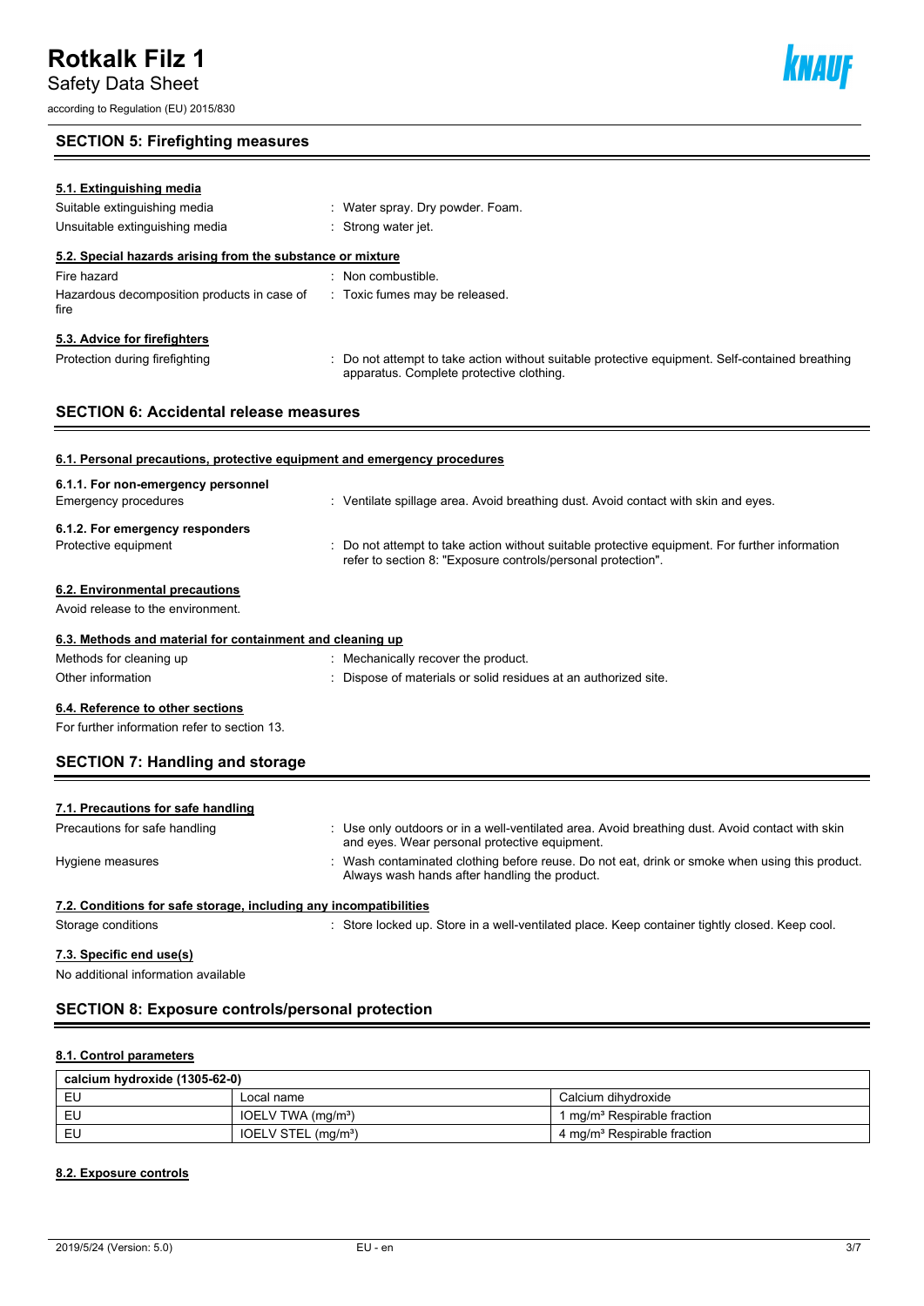## SECTION 5: Firefighting measures

### 5.1. Extinguishing media

| | |
|---|---|
| Suitable extinguishing media | : Water spray. Dry powder. Foam. |
| Unsuitable extinguishing media | : Strong water jet. |

### 5.2. Special hazards arising from the substance or mixture

| | |
|---|---|
| Fire hazard | : Non combustible. |
| Hazardous decomposition products in case of fire | : Toxic fumes may be released. |

### 5.3. Advice for firefighters

| | |
|---|---|
| Protection during firefighting | : Do not attempt to take action without suitable protective equipment. Self-contained breathing apparatus. Complete protective clothing. |

## SECTION 6: Accidental release measures

### 6.1. Personal precautions, protective equipment and emergency procedures

**6.1.1. For non-emergency personnel**

| | |
|---|---|
| Emergency procedures | : Ventilate spillage area. Avoid breathing dust. Avoid contact with skin and eyes. |

**6.1.2. For emergency responders**

| | |
|---|---|
| Protective equipment | : Do not attempt to take action without suitable protective equipment. For further information refer to section 8: "Exposure controls/personal protection". |

### 6.2. Environmental precautions

Avoid release to the environment.

### 6.3. Methods and material for containment and cleaning up

| | |
|---|---|
| Methods for cleaning up | : Mechanically recover the product. |
| Other information | : Dispose of materials or solid residues at an authorized site. |

### 6.4. Reference to other sections

For further information refer to section 13.

## SECTION 7: Handling and storage

### 7.1. Precautions for safe handling

| | |
|---|---|
| Precautions for safe handling | : Use only outdoors or in a well-ventilated area. Avoid breathing dust. Avoid contact with skin and eyes. Wear personal protective equipment. |
| Hygiene measures | : Wash contaminated clothing before reuse. Do not eat, drink or smoke when using this product. Always wash hands after handling the product. |

### 7.2. Conditions for safe storage, including any incompatibilities

| | |
|---|---|
| Storage conditions | : Store locked up. Store in a well-ventilated place. Keep container tightly closed. Keep cool. |

### 7.3. Specific end use(s)

No additional information available

## SECTION 8: Exposure controls/personal protection

### 8.1. Control parameters

| calcium hydroxide (1305-62-0) | | |
|---|---|---|
| EU | Local name | Calcium dihydroxide |
| EU | IOELV TWA ($mg/m^3$) | 1 $mg/m^3$ Respirable fraction |
| EU | IOELV STEL ($mg/m^3$) | 4 $mg/m^3$ Respirable fraction |

### 8.2. Exposure controls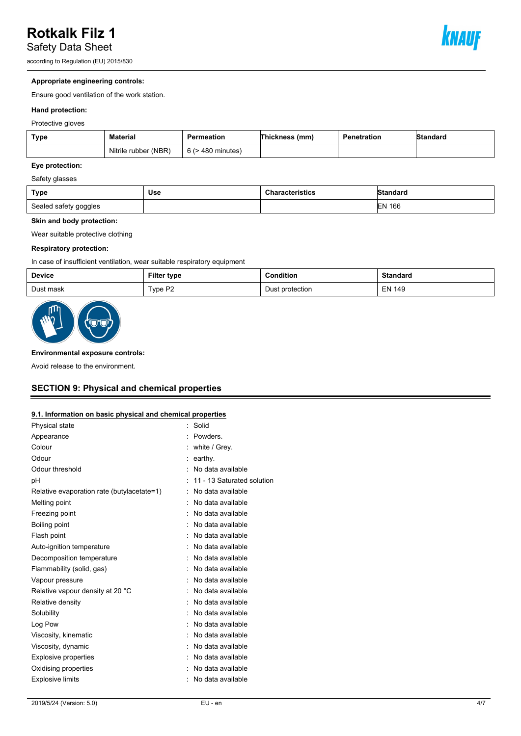**Appropriate engineering controls:**

Ensure good ventilation of the work station.

**Hand protection:**

Protective gloves

| Type | Material | Permeation | Thickness (mm) | Penetration | Standard |
|---|---|---|---|---|---|
| | Nitrile rubber (NBR) | 6 (> 480 minutes) | | | |

**Eye protection:**

Safety glasses

| Type | Use | Characteristics | Standard |
|---|---|---|---|
| Sealed safety goggles | | | EN 166 |

**Skin and body protection:**

Wear suitable protective clothing

**Respiratory protection:**

In case of insufficient ventilation, wear suitable respiratory equipment

| Device | Filter type | Condition | Standard |
|---|---|---|---|
| Dust mask | Type P2 | Dust protection | EN 149 |

**Environmental exposure controls:**

Avoid release to the environment.

## SECTION 9: Physical and chemical properties

### 9.1. Information on basic physical and chemical properties

| | |
|---|---|
| Physical state | : Solid |
| Appearance | : Powders. |
| Colour | : white / Grey. |
| Odour | : earthy. |
| Odour threshold | : No data available |
| pH | : 11 - 13 Saturated solution |
| Relative evaporation rate (butylacetate=1) | : No data available |
| Melting point | : No data available |
| Freezing point | : No data available |
| Boiling point | : No data available |
| Flash point | : No data available |
| Auto-ignition temperature | : No data available |
| Decomposition temperature | : No data available |
| Flammability (solid, gas) | : No data available |
| Vapour pressure | : No data available |
| Relative vapour density at 20 °C | : No data available |
| Relative density | : No data available |
| Solubility | : No data available |
| Log Pow | : No data available |
| Viscosity, kinematic | : No data available |
| Viscosity, dynamic | : No data available |
| Explosive properties | : No data available |
| Oxidising properties | : No data available |
| Explosive limits | : No data available |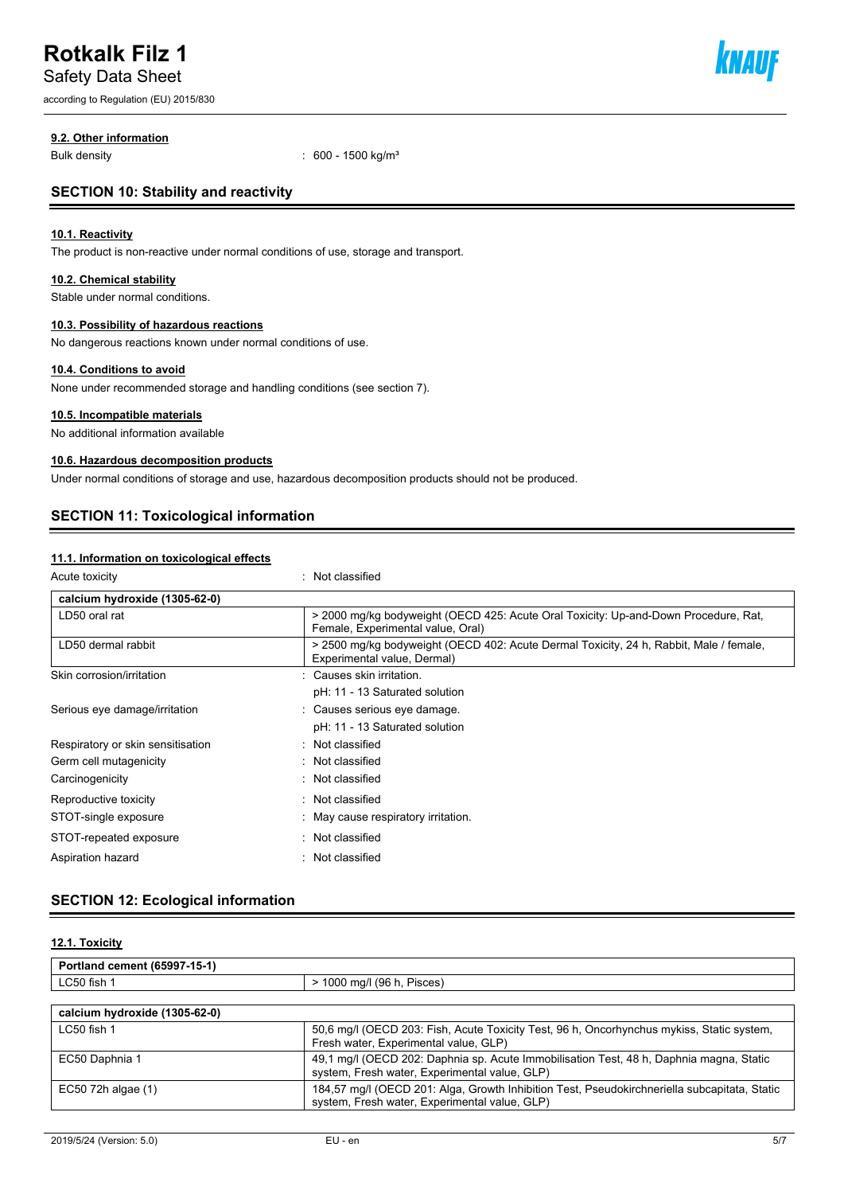#### 9.2. Other information

| | |
|---|---|
| Bulk density | : 600 - 1500 kg/m³ |

## SECTION 10: Stability and reactivity

#### 10.1. Reactivity

The product is non-reactive under normal conditions of use, storage and transport.

#### 10.2. Chemical stability

Stable under normal conditions.

#### 10.3. Possibility of hazardous reactions

No dangerous reactions known under normal conditions of use.

#### 10.4. Conditions to avoid

None under recommended storage and handling conditions (see section 7).

#### 10.5. Incompatible materials

No additional information available

#### 10.6. Hazardous decomposition products

Under normal conditions of storage and use, hazardous decomposition products should not be produced.

## SECTION 11: Toxicological information

#### 11.1. Information on toxicological effects

Acute toxicity : Not classified

| calcium hydroxide (1305-62-0) | |
|---|---|
| LD50 oral rat | > 2000 mg/kg bodyweight (OECD 425: Acute Oral Toxicity: Up-and-Down Procedure, Rat, Female, Experimental value, Oral) |
| LD50 dermal rabbit | > 2500 mg/kg bodyweight (OECD 402: Acute Dermal Toxicity, 24 h, Rabbit, Male / female, Experimental value, Dermal) |

| | |
|---|---|
| Skin corrosion/irritation | : Causes skin irritation. |
| | pH: 11 - 13 Saturated solution |
| Serious eye damage/irritation | : Causes serious eye damage. |
| | pH: 11 - 13 Saturated solution |
| Respiratory or skin sensitisation | : Not classified |
| Germ cell mutagenicity | : Not classified |
| Carcinogenicity | : Not classified |
| Reproductive toxicity | : Not classified |
| STOT-single exposure | : May cause respiratory irritation. |
| STOT-repeated exposure | : Not classified |
| Aspiration hazard | : Not classified |

## SECTION 12: Ecological information

#### 12.1. Toxicity

| Portland cement (65997-15-1) | |
|---|---|
| LC50 fish 1 | > 1000 mg/l (96 h, Pisces) |

| calcium hydroxide (1305-62-0) | |
|---|---|
| LC50 fish 1 | 50,6 mg/l (OECD 203: Fish, Acute Toxicity Test, 96 h, Oncorhynchus mykiss, Static system, Fresh water, Experimental value, GLP) |
| EC50 Daphnia 1 | 49,1 mg/l (OECD 202: Daphnia sp. Acute Immobilisation Test, 48 h, Daphnia magna, Static system, Fresh water, Experimental value, GLP) |
| EC50 72h algae (1) | 184,57 mg/l (OECD 201: Alga, Growth Inhibition Test, Pseudokirchneriella subcapitata, Static system, Fresh water, Experimental value, GLP) |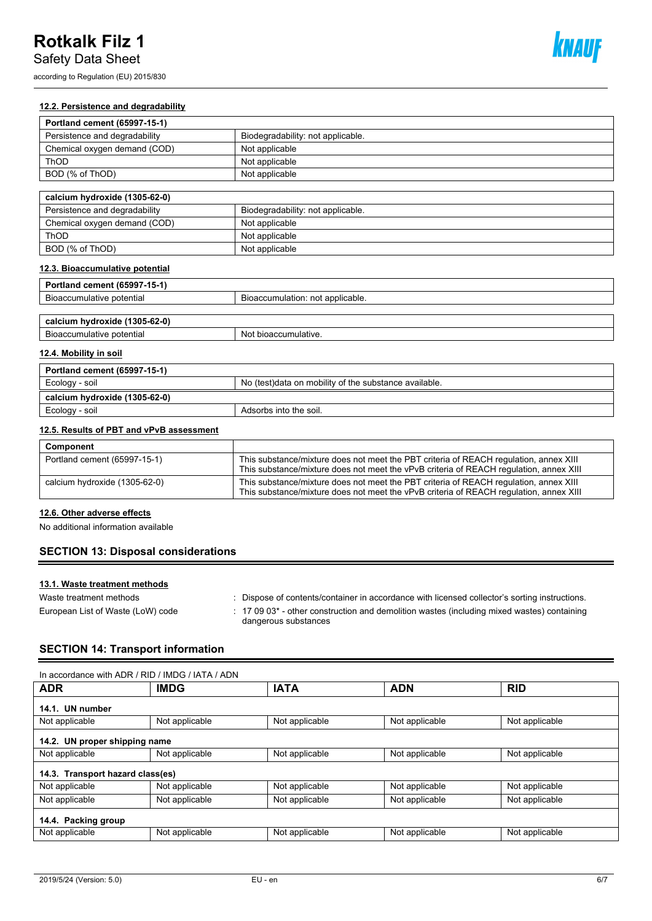#### 12.2. Persistence and degradability

| Portland cement (65997-15-1) | |
|---|---|
| Persistence and degradability | Biodegradability: not applicable. |
| Chemical oxygen demand (COD) | Not applicable |
| ThOD | Not applicable |
| BOD (% of ThOD) | Not applicable |

| calcium hydroxide (1305-62-0) | |
|---|---|
| Persistence and degradability | Biodegradability: not applicable. |
| Chemical oxygen demand (COD) | Not applicable |
| ThOD | Not applicable |
| BOD (% of ThOD) | Not applicable |

#### 12.3. Bioaccumulative potential

| Portland cement (65997-15-1) | |
|---|---|
| Bioaccumulative potential | Bioaccumulation: not applicable. |

| calcium hydroxide (1305-62-0) | |
|---|---|
| Bioaccumulative potential | Not bioaccumulative. |

#### 12.4. Mobility in soil

| Portland cement (65997-15-1) | |
|---|---|
| Ecology - soil | No (test)data on mobility of the substance available. |
| **calcium hydroxide (1305-62-0)** | |
| Ecology - soil | Adsorbs into the soil. |

#### 12.5. Results of PBT and vPvB assessment

| Component | |
|---|---|
| Portland cement (65997-15-1) | This substance/mixture does not meet the PBT criteria of REACH regulation, annex XIII<br>This substance/mixture does not meet the vPvB criteria of REACH regulation, annex XIII |
| calcium hydroxide (1305-62-0) | This substance/mixture does not meet the PBT criteria of REACH regulation, annex XIII<br>This substance/mixture does not meet the vPvB criteria of REACH regulation, annex XIII |

#### 12.6. Other adverse effects

No additional information available

## SECTION 13: Disposal considerations

#### 13.1. Waste treatment methods

Waste treatment methods : Dispose of contents/container in accordance with licensed collector's sorting instructions.

European List of Waste (LoW) code : 17 09 03* - other construction and demolition wastes (including mixed wastes) containing dangerous substances

## SECTION 14: Transport information

In accordance with ADR / RID / IMDG / IATA / ADN

| ADR | IMDG | IATA | ADN | RID |
|---|---|---|---|---|
| **14.1. UN number** | | | | |
| Not applicable | Not applicable | Not applicable | Not applicable | Not applicable |
| **14.2. UN proper shipping name** | | | | |
| Not applicable | Not applicable | Not applicable | Not applicable | Not applicable |
| **14.3. Transport hazard class(es)** | | | | |
| Not applicable | Not applicable | Not applicable | Not applicable | Not applicable |
| Not applicable | Not applicable | Not applicable | Not applicable | Not applicable |
| **14.4. Packing group** | | | | |
| Not applicable | Not applicable | Not applicable | Not applicable | Not applicable |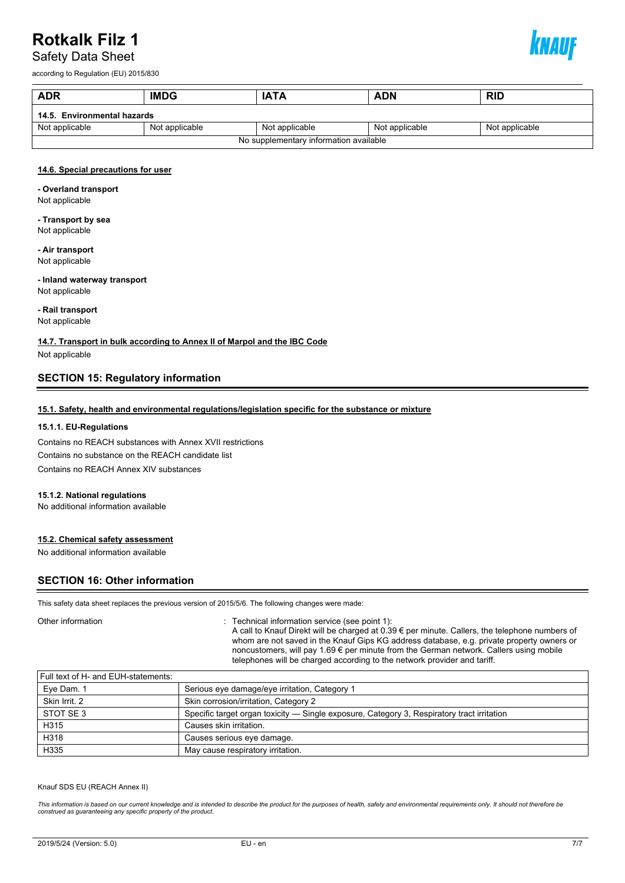| ADR | IMDG | IATA | ADN | RID |
|---|---|---|---|---|
| **14.5. Environmental hazards** | | | | |
| Not applicable | Not applicable | Not applicable | Not applicable | Not applicable |
| No supplementary information available | | | | |

### 14.6. Special precautions for user

**- Overland transport**
Not applicable

**- Transport by sea**
Not applicable

**- Air transport**
Not applicable

**- Inland waterway transport**
Not applicable

**- Rail transport**
Not applicable

### 14.7. Transport in bulk according to Annex II of Marpol and the IBC Code

Not applicable

## SECTION 15: Regulatory information

### 15.1. Safety, health and environmental regulations/legislation specific for the substance or mixture

#### 15.1.1. EU-Regulations

Contains no REACH substances with Annex XVII restrictions

Contains no substance on the REACH candidate list

Contains no REACH Annex XIV substances

#### 15.1.2. National regulations

No additional information available

### 15.2. Chemical safety assessment

No additional information available

## SECTION 16: Other information

This safety data sheet replaces the previous version of 2015/5/6. The following changes were made:

Other information : Technical information service (see point 1):
A call to Knauf Direkt will be charged at 0.39 € per minute. Callers, the telephone numbers of whom are not saved in the Knauf Gips KG address database, e.g. private property owners or noncustomers, will pay 1.69 € per minute from the German network. Callers using mobile telephones will be charged according to the network provider and tariff.

| Full text of H- and EUH-statements: | |
|---|---|
| Eye Dam. 1 | Serious eye damage/eye irritation, Category 1 |
| Skin Irrit. 2 | Skin corrosion/irritation, Category 2 |
| STOT SE 3 | Specific target organ toxicity — Single exposure, Category 3, Respiratory tract irritation |
| H315 | Causes skin irritation. |
| H318 | Causes serious eye damage. |
| H335 | May cause respiratory irritation. |

Knauf SDS EU (REACH Annex II)

*This information is based on our current knowledge and is intended to describe the product for the purposes of health, safety and environmental requirements only. It should not therefore be construed as guaranteeing any specific property of the product.*